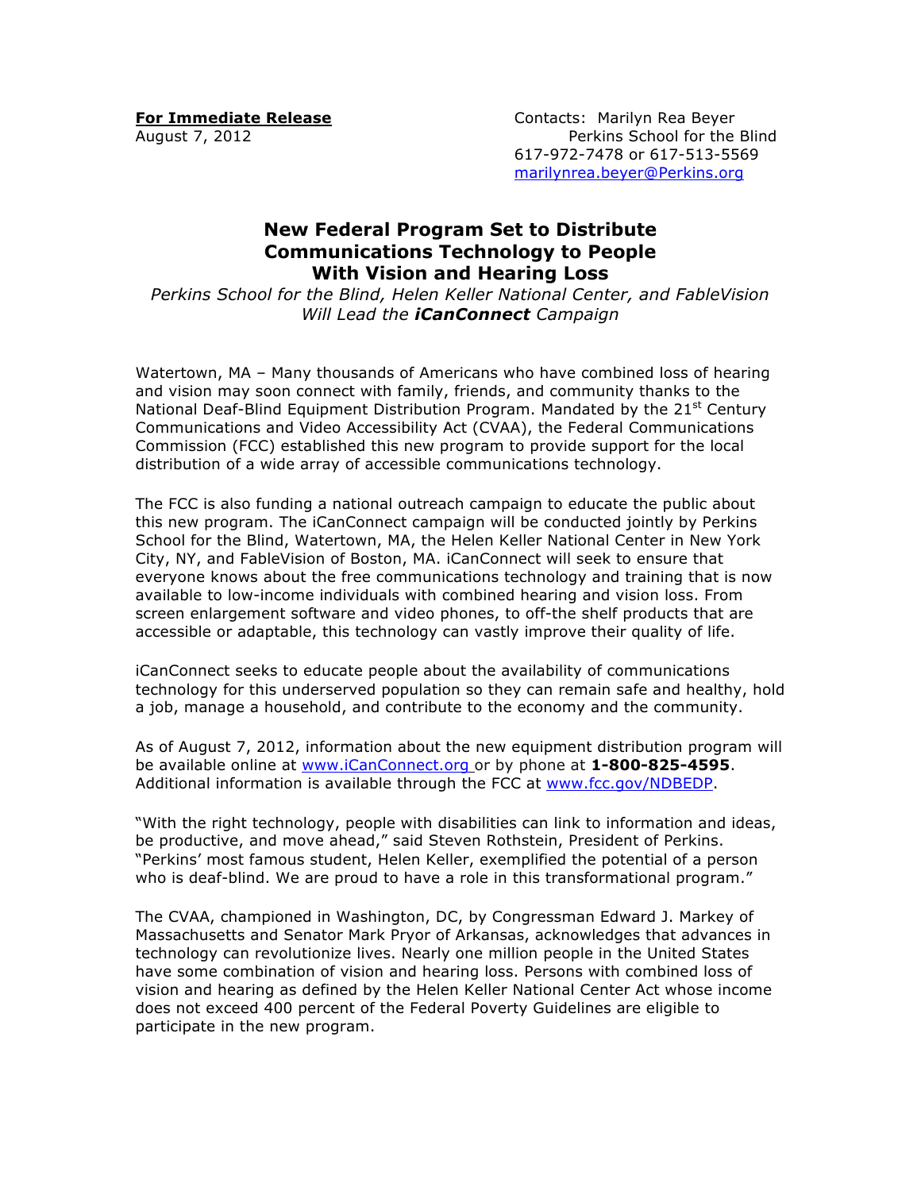**For Immediate Release**
August 7, 2012

Contacts: Marilyn Rea Beyer
Perkins School for the Blind
617-972-7478 or 617-513-5569
marilynrea.beyer@Perkins.org

# New Federal Program Set to Distribute Communications Technology to People With Vision and Hearing Loss

*Perkins School for the Blind, Helen Keller National Center, and FableVision Will Lead the **iCanConnect** Campaign*

Watertown, MA – Many thousands of Americans who have combined loss of hearing and vision may soon connect with family, friends, and community thanks to the National Deaf-Blind Equipment Distribution Program. Mandated by the 21st Century Communications and Video Accessibility Act (CVAA), the Federal Communications Commission (FCC) established this new program to provide support for the local distribution of a wide array of accessible communications technology.

The FCC is also funding a national outreach campaign to educate the public about this new program. The iCanConnect campaign will be conducted jointly by Perkins School for the Blind, Watertown, MA, the Helen Keller National Center in New York City, NY, and FableVision of Boston, MA. iCanConnect will seek to ensure that everyone knows about the free communications technology and training that is now available to low-income individuals with combined hearing and vision loss. From screen enlargement software and video phones, to off-the shelf products that are accessible or adaptable, this technology can vastly improve their quality of life.

iCanConnect seeks to educate people about the availability of communications technology for this underserved population so they can remain safe and healthy, hold a job, manage a household, and contribute to the economy and the community.

As of August 7, 2012, information about the new equipment distribution program will be available online at www.iCanConnect.org or by phone at **1-800-825-4595**. Additional information is available through the FCC at www.fcc.gov/NDBEDP.

"With the right technology, people with disabilities can link to information and ideas, be productive, and move ahead," said Steven Rothstein, President of Perkins. "Perkins' most famous student, Helen Keller, exemplified the potential of a person who is deaf-blind. We are proud to have a role in this transformational program."

The CVAA, championed in Washington, DC, by Congressman Edward J. Markey of Massachusetts and Senator Mark Pryor of Arkansas, acknowledges that advances in technology can revolutionize lives. Nearly one million people in the United States have some combination of vision and hearing loss. Persons with combined loss of vision and hearing as defined by the Helen Keller National Center Act whose income does not exceed 400 percent of the Federal Poverty Guidelines are eligible to participate in the new program.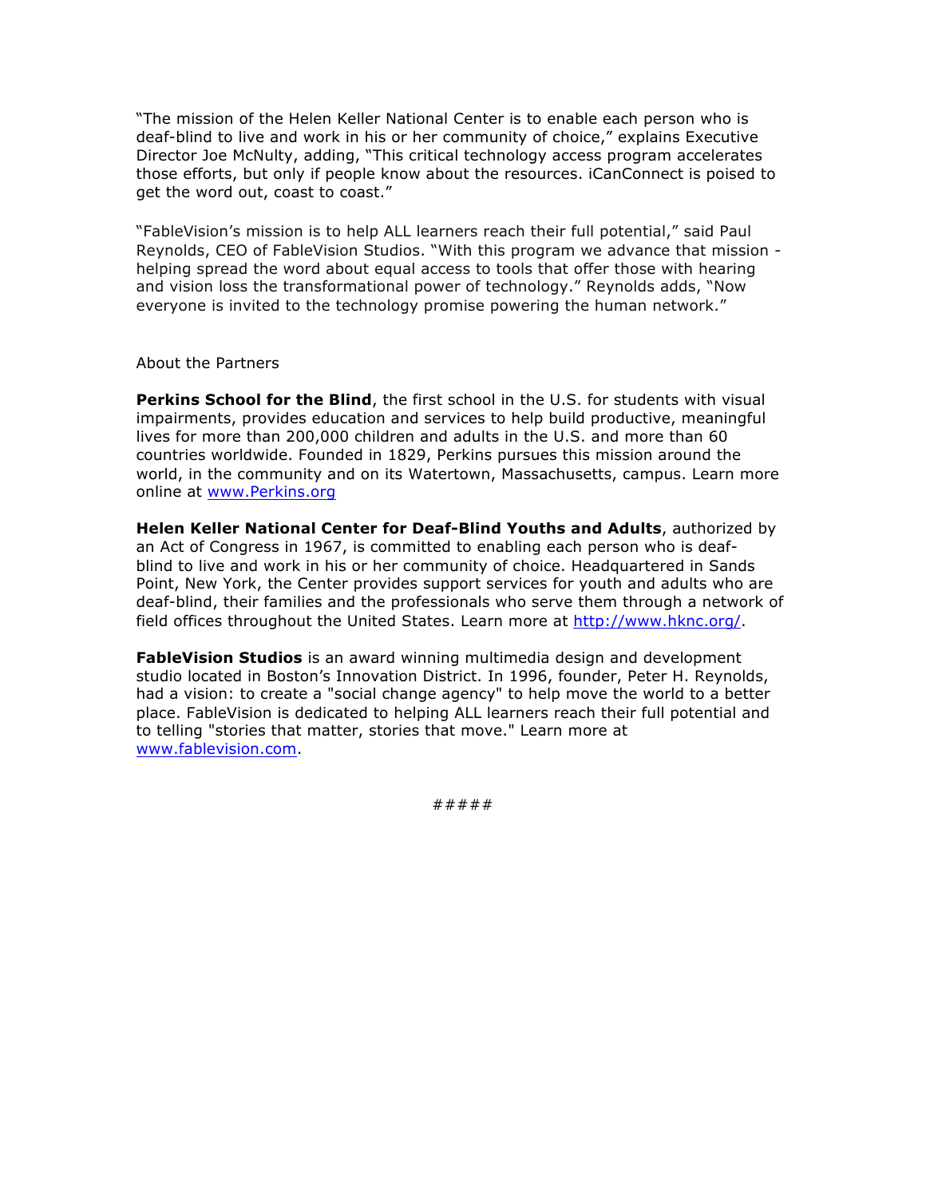"The mission of the Helen Keller National Center is to enable each person who is deaf-blind to live and work in his or her community of choice," explains Executive Director Joe McNulty, adding, "This critical technology access program accelerates those efforts, but only if people know about the resources. iCanConnect is poised to get the word out, coast to coast."

"FableVision's mission is to help ALL learners reach their full potential," said Paul Reynolds, CEO of FableVision Studios. "With this program we advance that mission - helping spread the word about equal access to tools that offer those with hearing and vision loss the transformational power of technology." Reynolds adds, "Now everyone is invited to the technology promise powering the human network."

About the Partners

**Perkins School for the Blind**, the first school in the U.S. for students with visual impairments, provides education and services to help build productive, meaningful lives for more than 200,000 children and adults in the U.S. and more than 60 countries worldwide. Founded in 1829, Perkins pursues this mission around the world, in the community and on its Watertown, Massachusetts, campus. Learn more online at [www.Perkins.org](http://www.Perkins.org)

**Helen Keller National Center for Deaf-Blind Youths and Adults**, authorized by an Act of Congress in 1967, is committed to enabling each person who is deaf-blind to live and work in his or her community of choice. Headquartered in Sands Point, New York, the Center provides support services for youth and adults who are deaf-blind, their families and the professionals who serve them through a network of field offices throughout the United States. Learn more at [http://www.hknc.org/](http://www.hknc.org/).

**FableVision Studios** is an award winning multimedia design and development studio located in Boston's Innovation District. In 1996, founder, Peter H. Reynolds, had a vision: to create a "social change agency" to help move the world to a better place. FableVision is dedicated to helping ALL learners reach their full potential and to telling "stories that matter, stories that move." Learn more at [www.fablevision.com](http://www.fablevision.com).

#####